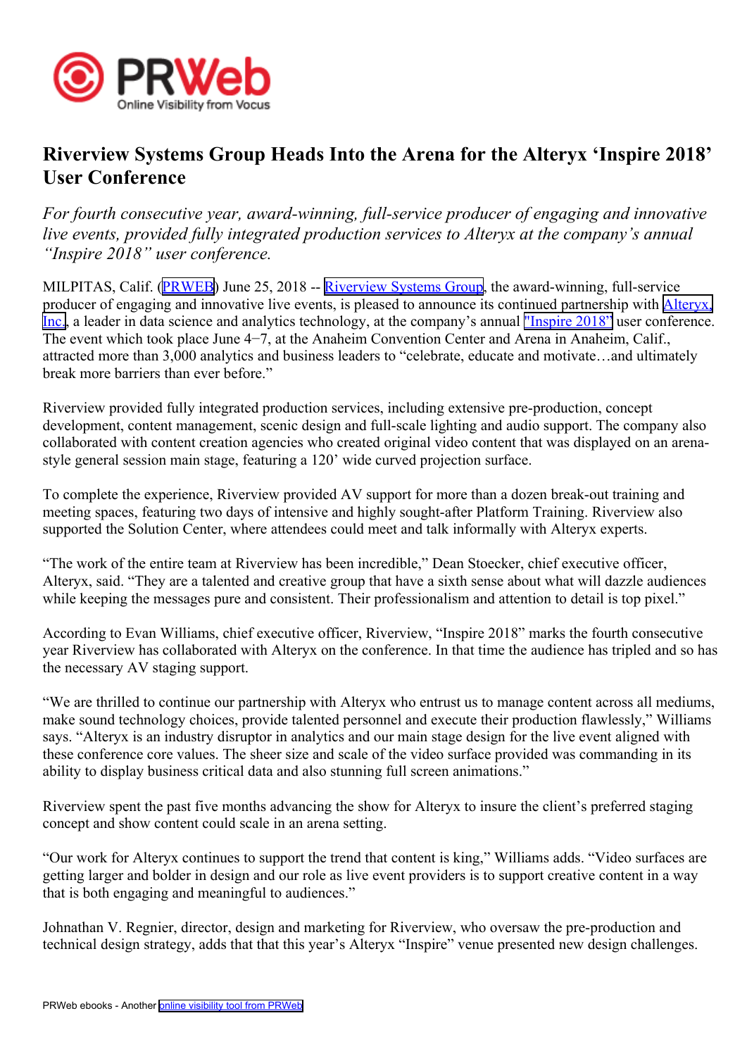# Riverview Systems Group Heads Into the Arena for the Alteryx 'Inspire 2018' User Conference

*For fourth consecutive year, award-winning, full-service producer of engaging and innovative live events, provided fully integrated production services to Alteryx at the company's annual "Inspire 2018" user conference.*

MILPITAS, Calif. (PRWEB) June 25, 2018 -- Riverview Systems Group, the award-winning, full-service producer of engaging and innovative live events, is pleased to announce its continued partnership with Alteryx, Inc., a leader in data science and analytics technology, at the company's annual "Inspire 2018" user conference. The event which took place June 4−7, at the Anaheim Convention Center and Arena in Anaheim, Calif., attracted more than 3,000 analytics and business leaders to "celebrate, educate and motivate…and ultimately break more barriers than ever before."

Riverview provided fully integrated production services, including extensive pre-production, concept development, content management, scenic design and full-scale lighting and audio support. The company also collaborated with content creation agencies who created original video content that was displayed on an arena-style general session main stage, featuring a 120' wide curved projection surface.

To complete the experience, Riverview provided AV support for more than a dozen break-out training and meeting spaces, featuring two days of intensive and highly sought-after Platform Training. Riverview also supported the Solution Center, where attendees could meet and talk informally with Alteryx experts.

"The work of the entire team at Riverview has been incredible," Dean Stoecker, chief executive officer, Alteryx, said. "They are a talented and creative group that have a sixth sense about what will dazzle audiences while keeping the messages pure and consistent. Their professionalism and attention to detail is top pixel."

According to Evan Williams, chief executive officer, Riverview, "Inspire 2018" marks the fourth consecutive year Riverview has collaborated with Alteryx on the conference. In that time the audience has tripled and so has the necessary AV staging support.

"We are thrilled to continue our partnership with Alteryx who entrust us to manage content across all mediums, make sound technology choices, provide talented personnel and execute their production flawlessly," Williams says. "Alteryx is an industry disruptor in analytics and our main stage design for the live event aligned with these conference core values. The sheer size and scale of the video surface provided was commanding in its ability to display business critical data and also stunning full screen animations."

Riverview spent the past five months advancing the show for Alteryx to insure the client's preferred staging concept and show content could scale in an arena setting.

"Our work for Alteryx continues to support the trend that content is king," Williams adds. "Video surfaces are getting larger and bolder in design and our role as live event providers is to support creative content in a way that is both engaging and meaningful to audiences."

Johnathan V. Regnier, director, design and marketing for Riverview, who oversaw the pre-production and technical design strategy, adds that that this year's Alteryx "Inspire" venue presented new design challenges.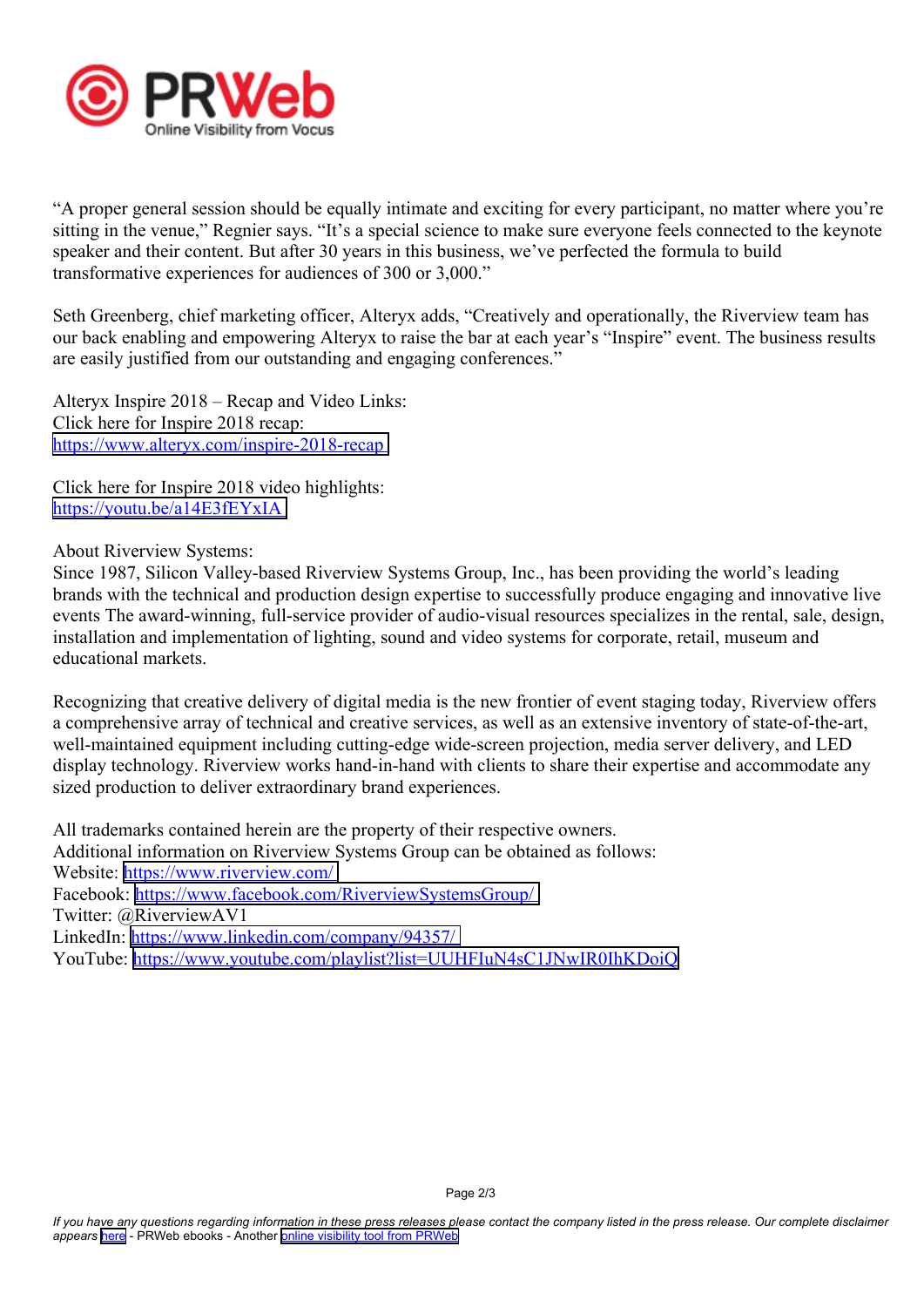"A proper general session should be equally intimate and exciting for every participant, no matter where you're sitting in the venue," Regnier says. "It's a special science to make sure everyone feels connected to the keynote speaker and their content. But after 30 years in this business, we've perfected the formula to build transformative experiences for audiences of 300 or 3,000."

Seth Greenberg, chief marketing officer, Alteryx adds, "Creatively and operationally, the Riverview team has our back enabling and empowering Alteryx to raise the bar at each year's "Inspire" event. The business results are easily justified from our outstanding and engaging conferences."

Alteryx Inspire 2018 – Recap and Video Links:
Click here for Inspire 2018 recap:
https://www.alteryx.com/inspire-2018-recap

Click here for Inspire 2018 video highlights:
https://youtu.be/a14E3fEYxIA

About Riverview Systems:
Since 1987, Silicon Valley-based Riverview Systems Group, Inc., has been providing the world's leading brands with the technical and production design expertise to successfully produce engaging and innovative live events The award-winning, full-service provider of audio-visual resources specializes in the rental, sale, design, installation and implementation of lighting, sound and video systems for corporate, retail, museum and educational markets.

Recognizing that creative delivery of digital media is the new frontier of event staging today, Riverview offers a comprehensive array of technical and creative services, as well as an extensive inventory of state-of-the-art, well-maintained equipment including cutting-edge wide-screen projection, media server delivery, and LED display technology. Riverview works hand-in-hand with clients to share their expertise and accommodate any sized production to deliver extraordinary brand experiences.

All trademarks contained herein are the property of their respective owners.
Additional information on Riverview Systems Group can be obtained as follows:
Website: https://www.riverview.com/
Facebook: https://www.facebook.com/RiverviewSystemsGroup/
Twitter: @RiverviewAV1
LinkedIn: https://www.linkedin.com/company/94357/
YouTube: https://www.youtube.com/playlist?list=UUHFIuN4sC1JNwIR0IhKDoiQ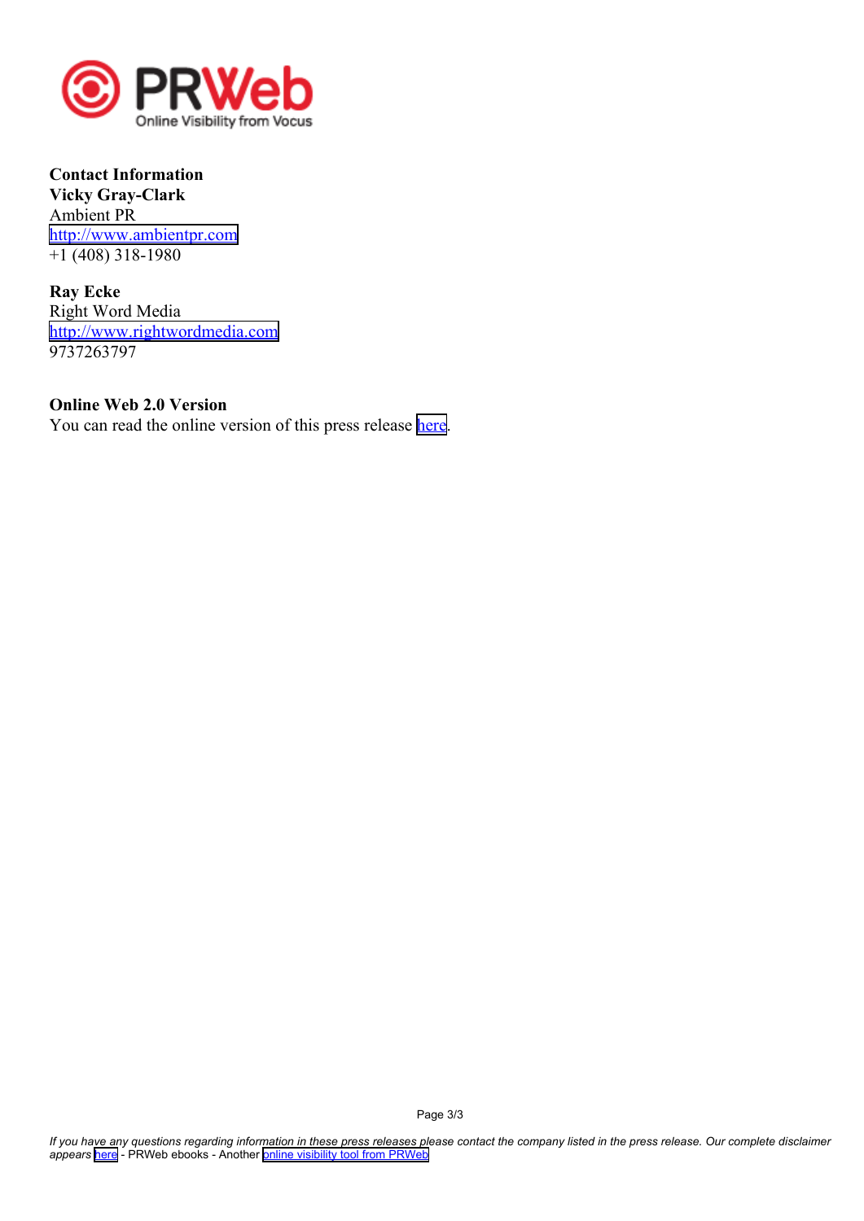**Contact Information**
**Vicky Gray-Clark**
Ambient PR
http://www.ambientpr.com
+1 (408) 318-1980

**Ray Ecke**
Right Word Media
http://www.rightwordmedia.com
9737263797

**Online Web 2.0 Version**
You can read the online version of this press release here.

*If you have any questions regarding information in these press releases please contact the company listed in the press release. Our complete disclaimer appears here - PRWeb ebooks - Another online visibility tool from PRWeb*